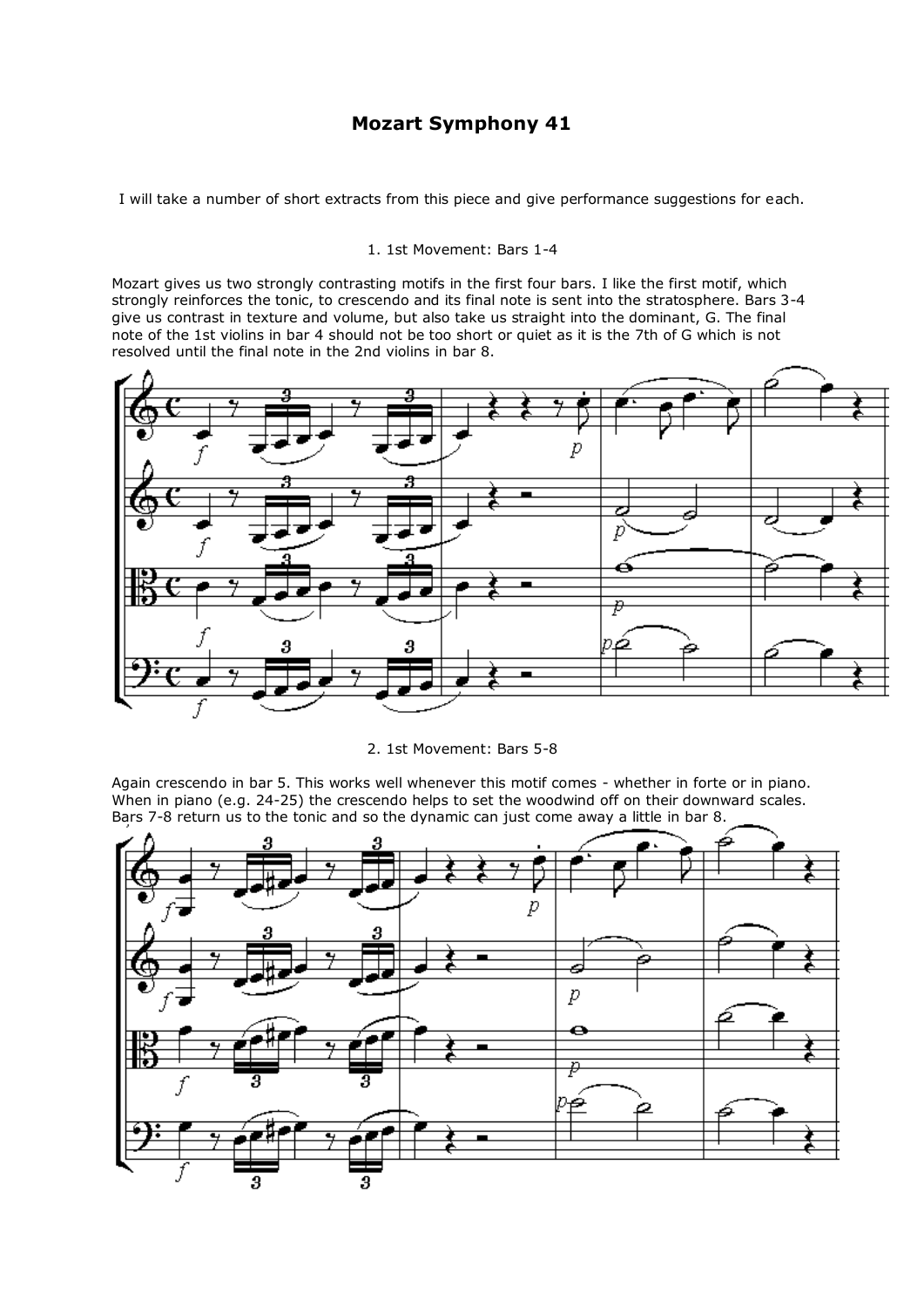# Mozart Symphony 41

I will take a number of short extracts from this piece and give performance suggestions for each.

1. 1st Movement: Bars 1-4

Mozart gives us two strongly contrasting motifs in the first four bars. I like the first motif, which strongly reinforces the tonic, to crescendo and its final note is sent into the stratosphere. Bars 3-4 give us contrast in texture and volume, but also take us straight into the dominant, G. The final note of the 1st violins in bar 4 should not be too short or quiet as it is the 7th of G which is not resolved until the final note in the 2nd violins in bar 8.

2. 1st Movement: Bars 5-8

Again crescendo in bar 5. This works well whenever this motif comes - whether in forte or in piano. When in piano (e.g. 24-25) the crescendo helps to set the woodwind off on their downward scales. Bars 7-8 return us to the tonic and so the dynamic can just come away a little in bar 8.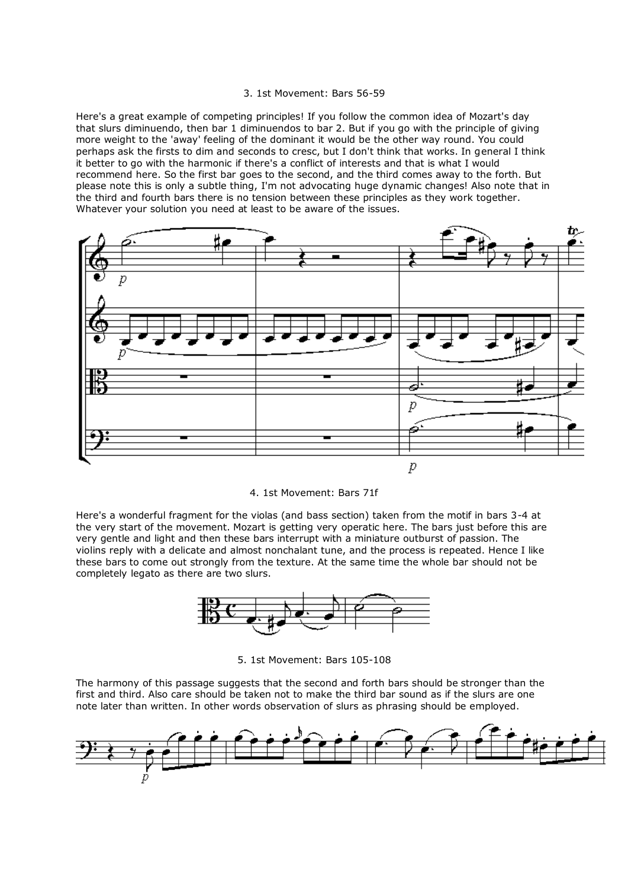3. 1st Movement: Bars 56-59

Here's a great example of competing principles! If you follow the common idea of Mozart's day that slurs diminuendo, then bar 1 diminuendos to bar 2. But if you go with the principle of giving more weight to the 'away' feeling of the dominant it would be the other way round. You could perhaps ask the firsts to dim and seconds to cresc, but I don't think that works. In general I think it better to go with the harmonic if there's a conflict of interests and that is what I would recommend here. So the first bar goes to the second, and the third comes away to the forth. But please note this is only a subtle thing, I'm not advocating huge dynamic changes! Also note that in the third and fourth bars there is no tension between these principles as they work together. Whatever your solution you need at least to be aware of the issues.

4. 1st Movement: Bars 71f

Here's a wonderful fragment for the violas (and bass section) taken from the motif in bars 3-4 at the very start of the movement. Mozart is getting very operatic here. The bars just before this are very gentle and light and then these bars interrupt with a miniature outburst of passion. The violins reply with a delicate and almost nonchalant tune, and the process is repeated. Hence I like these bars to come out strongly from the texture. At the same time the whole bar should not be completely legato as there are two slurs.

5. 1st Movement: Bars 105-108

The harmony of this passage suggests that the second and forth bars should be stronger than the first and third. Also care should be taken not to make the third bar sound as if the slurs are one note later than written. In other words observation of slurs as phrasing should be employed.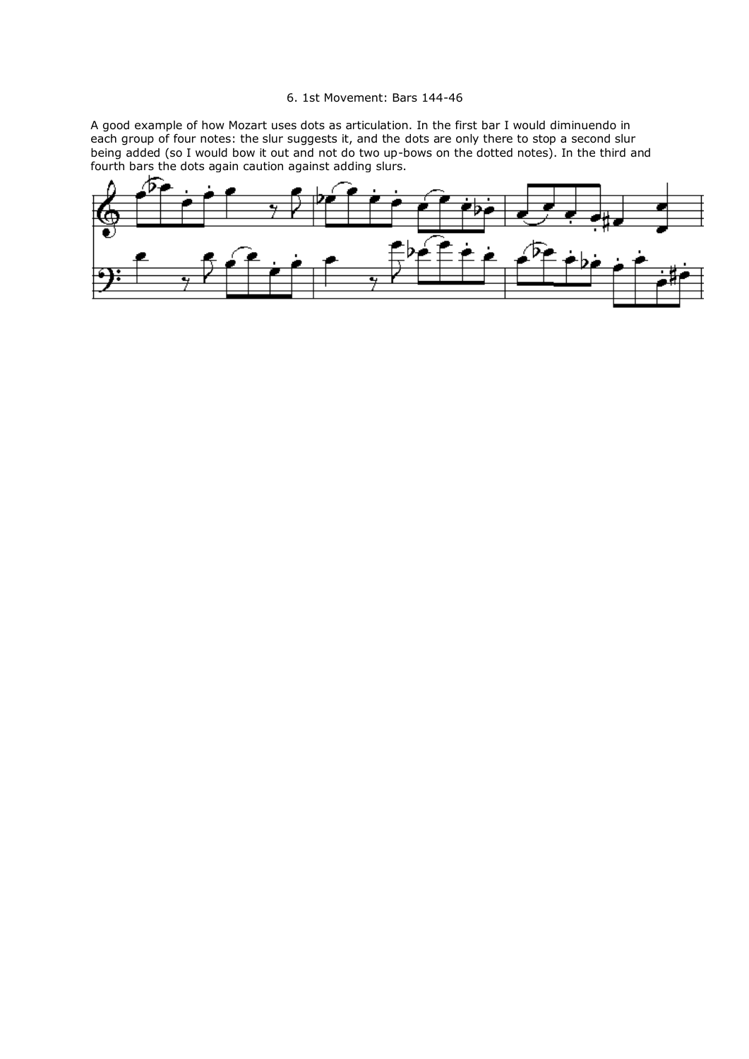6. 1st Movement: Bars 144-46

A good example of how Mozart uses dots as articulation. In the first bar I would diminuendo in each group of four notes: the slur suggests it, and the dots are only there to stop a second slur being added (so I would bow it out and not do two up-bows on the dotted notes). In the third and fourth bars the dots again caution against adding slurs.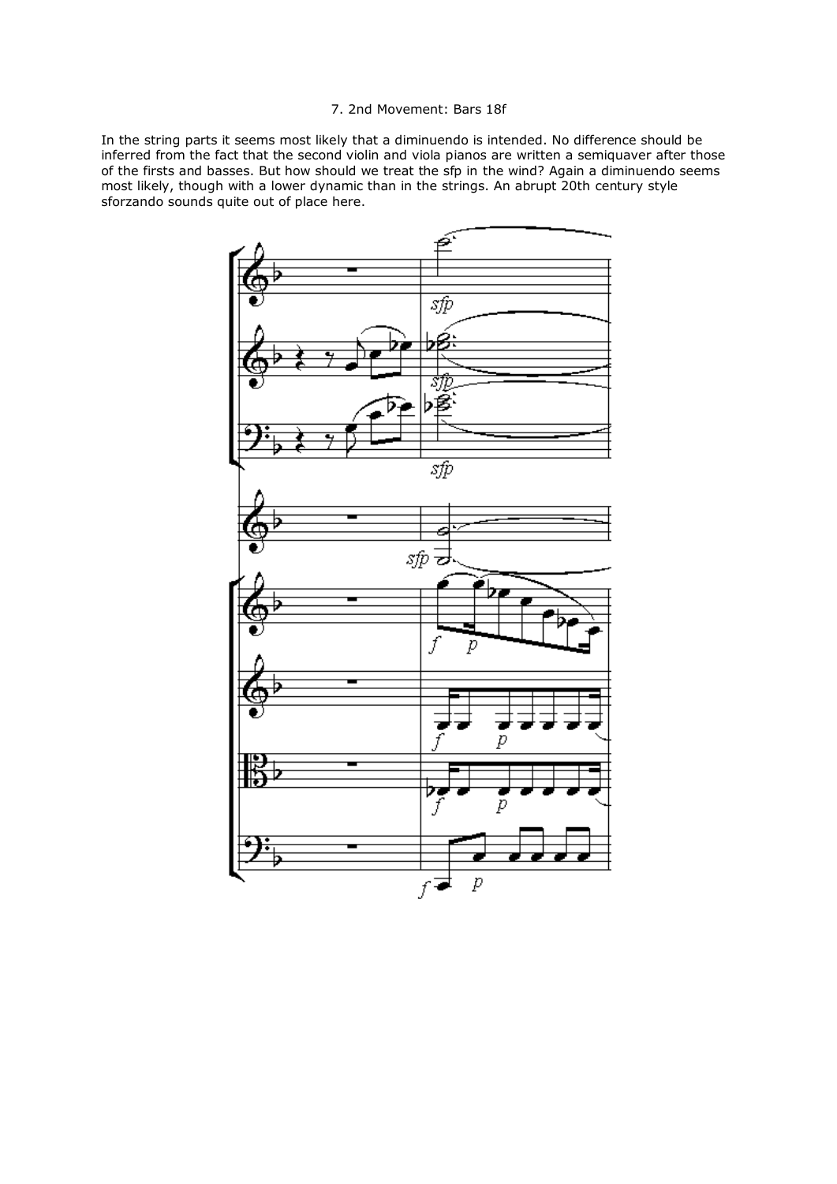7. 2nd Movement: Bars 18f

In the string parts it seems most likely that a diminuendo is intended. No difference should be inferred from the fact that the second violin and viola pianos are written a semiquaver after those of the firsts and basses. But how should we treat the sfp in the wind? Again a diminuendo seems most likely, though with a lower dynamic than in the strings. An abrupt 20th century style sforzando sounds quite out of place here.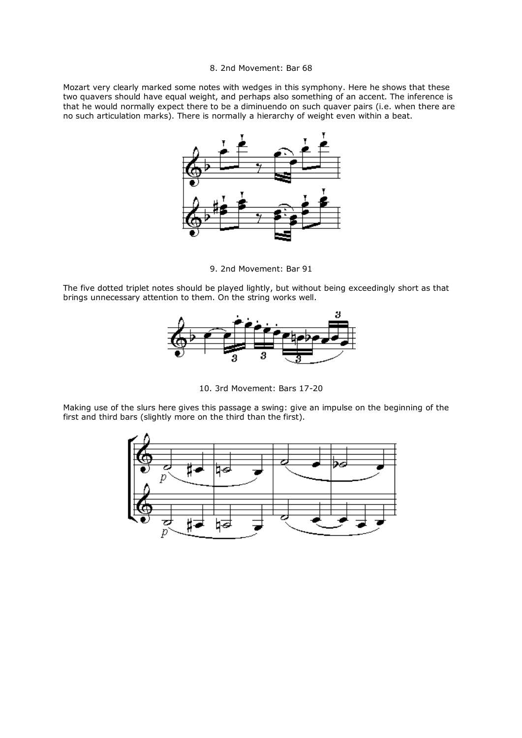8. 2nd Movement: Bar 68

Mozart very clearly marked some notes with wedges in this symphony. Here he shows that these two quavers should have equal weight, and perhaps also something of an accent. The inference is that he would normally expect there to be a diminuendo on such quaver pairs (i.e. when there are no such articulation marks). There is normally a hierarchy of weight even within a beat.

9. 2nd Movement: Bar 91

The five dotted triplet notes should be played lightly, but without being exceedingly short as that brings unnecessary attention to them. On the string works well.

10. 3rd Movement: Bars 17-20

Making use of the slurs here gives this passage a swing: give an impulse on the beginning of the first and third bars (slightly more on the third than the first).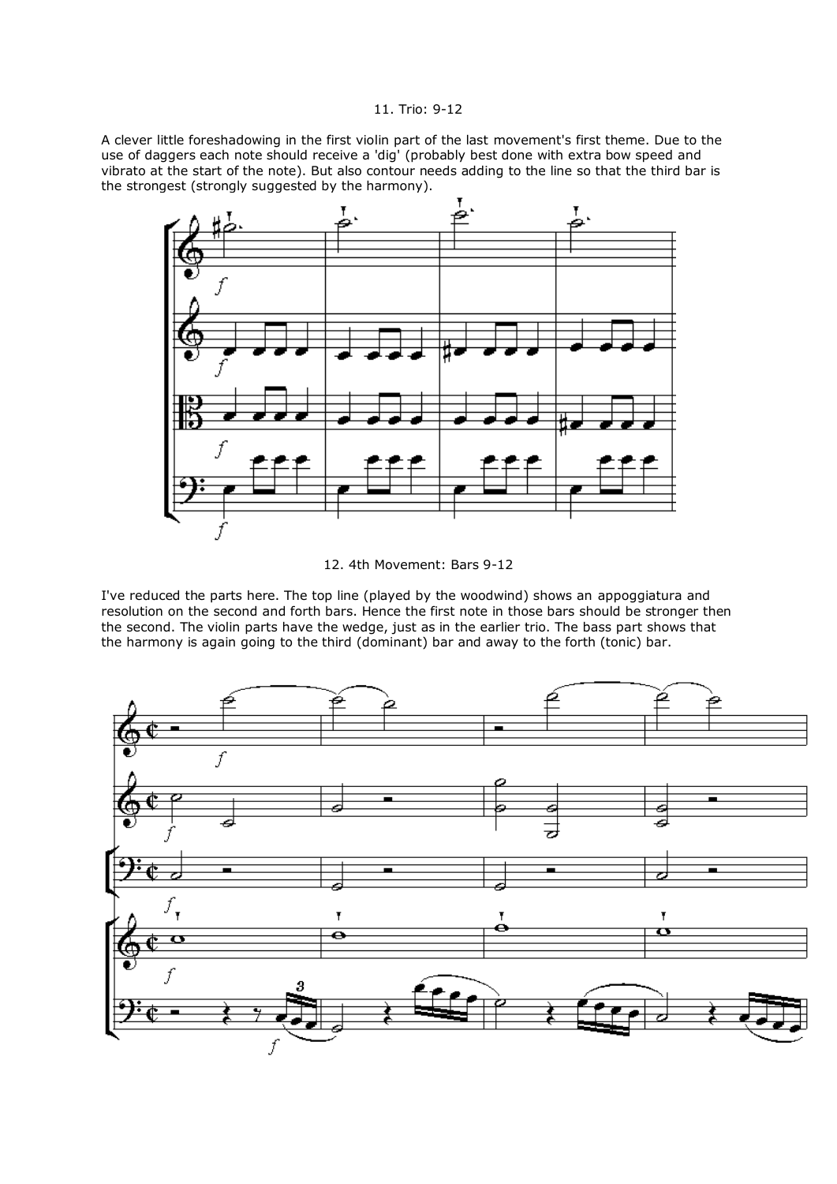11. Trio: 9-12

A clever little foreshadowing in the first violin part of the last movement's first theme. Due to the use of daggers each note should receive a 'dig' (probably best done with extra bow speed and vibrato at the start of the note). But also contour needs adding to the line so that the third bar is the strongest (strongly suggested by the harmony).

12. 4th Movement: Bars 9-12

I've reduced the parts here. The top line (played by the woodwind) shows an appoggiatura and resolution on the second and forth bars. Hence the first note in those bars should be stronger then the second. The violin parts have the wedge, just as in the earlier trio. The bass part shows that the harmony is again going to the third (dominant) bar and away to the forth (tonic) bar.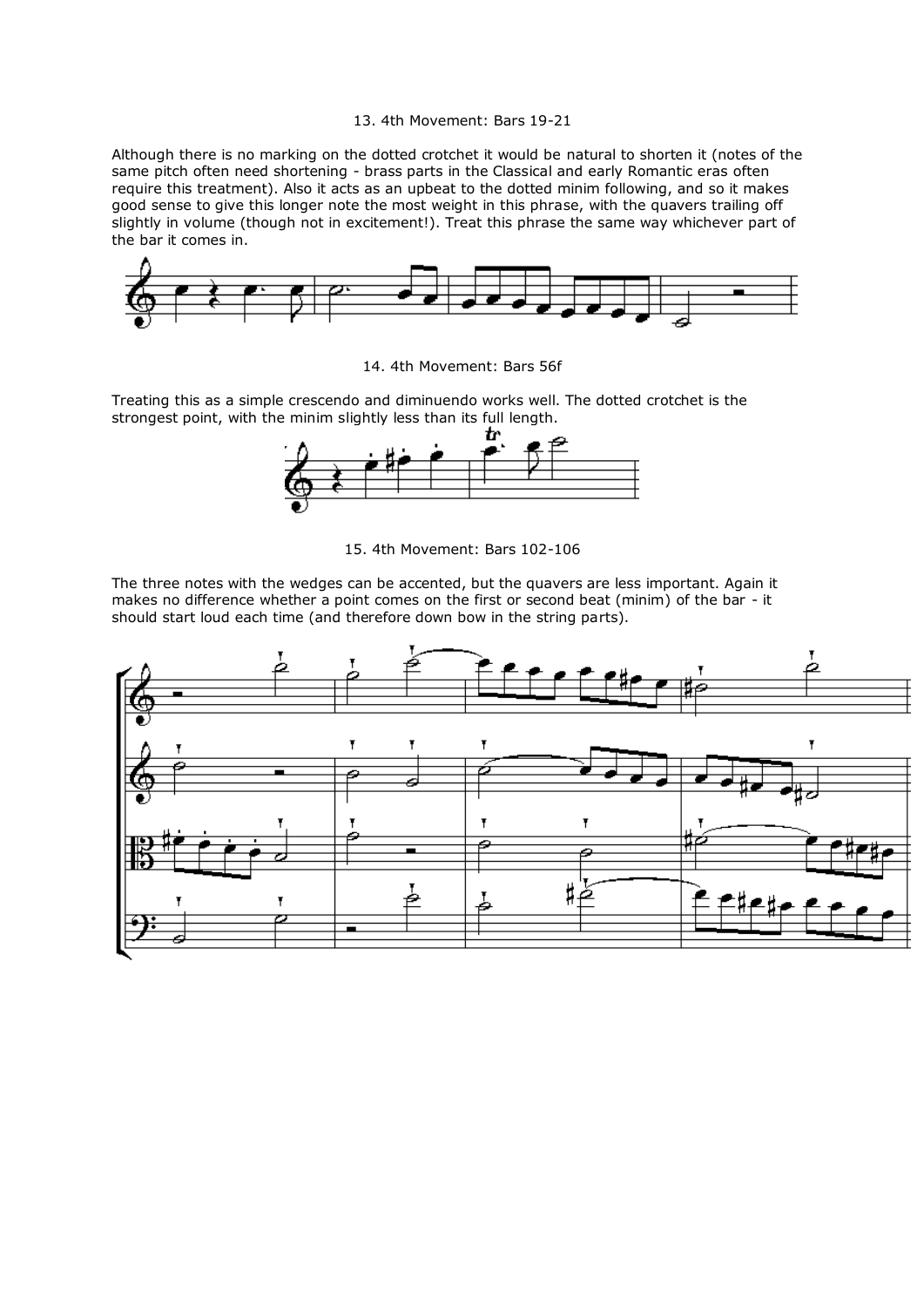### 13. 4th Movement: Bars 19-21

Although there is no marking on the dotted crotchet it would be natural to shorten it (notes of the same pitch often need shortening - brass parts in the Classical and early Romantic eras often require this treatment). Also it acts as an upbeat to the dotted minim following, and so it makes good sense to give this longer note the most weight in this phrase, with the quavers trailing off slightly in volume (though not in excitement!). Treat this phrase the same way whichever part of the bar it comes in.

### 14. 4th Movement: Bars 56f

Treating this as a simple crescendo and diminuendo works well. The dotted crotchet is the strongest point, with the minim slightly less than its full length.

### 15. 4th Movement: Bars 102-106

The three notes with the wedges can be accented, but the quavers are less important. Again it makes no difference whether a point comes on the first or second beat (minim) of the bar - it should start loud each time (and therefore down bow in the string parts).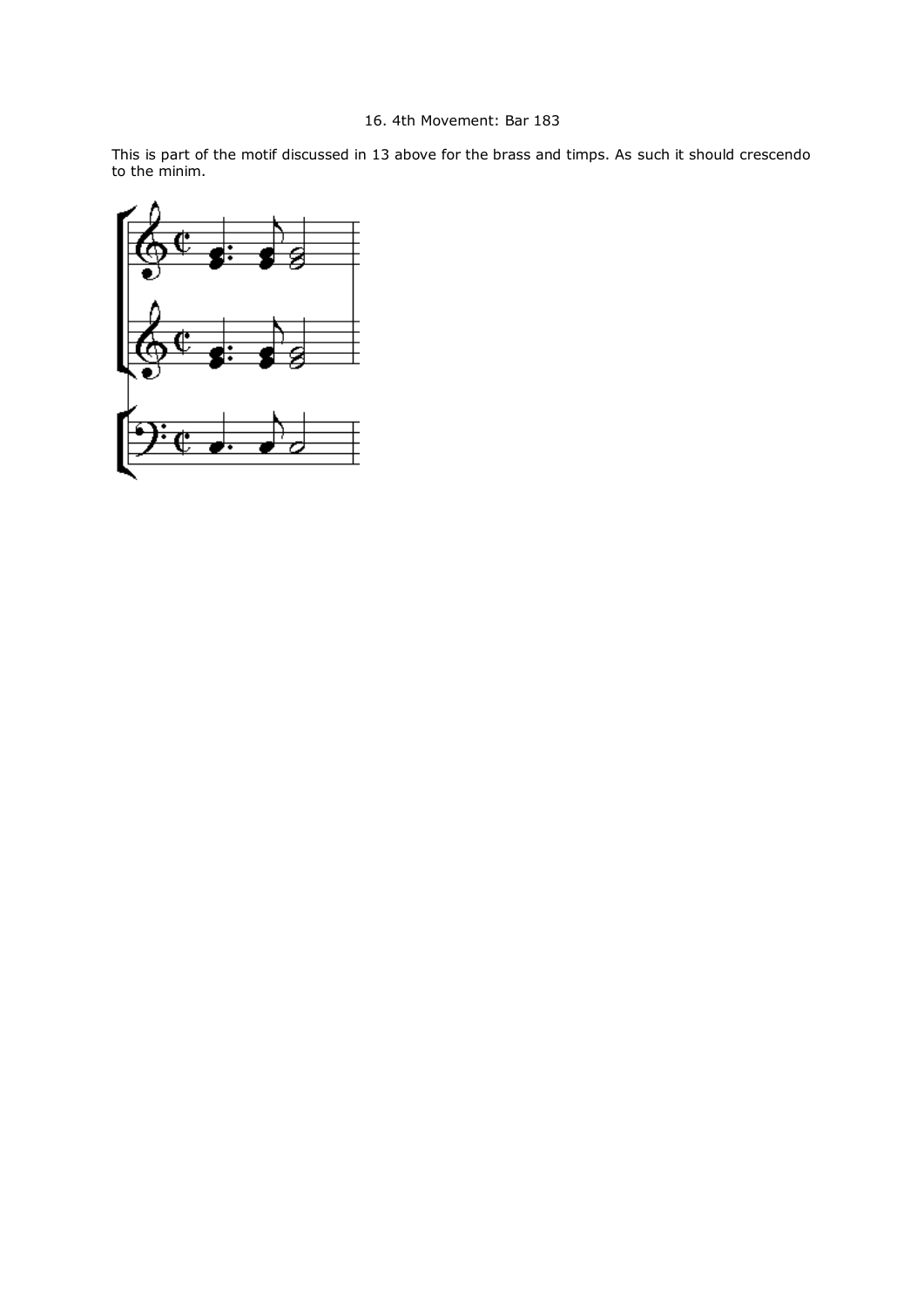16. 4th Movement: Bar 183

This is part of the motif discussed in 13 above for the brass and timps. As such it should crescendo to the minim.